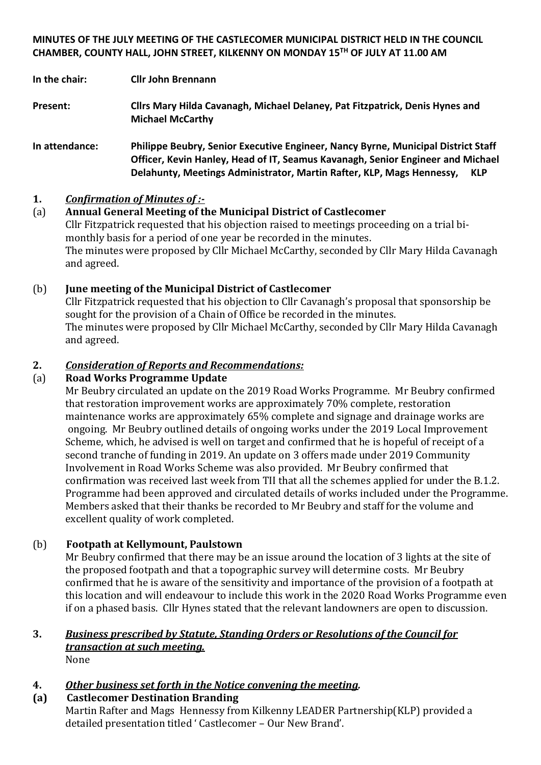**MINUTES OF THE JULY MEETING OF THE CASTLECOMER MUNICIPAL DISTRICT HELD IN THE COUNCIL CHAMBER, COUNTY HALL, JOHN STREET, KILKENNY ON MONDAY 15TH OF JULY AT 11.00 AM**

**In the chair:** **Cllr John Brennann**

**Present:** **Cllrs Mary Hilda Cavanagh, Michael Delaney, Pat Fitzpatrick, Denis Hynes and Michael McCarthy**

**In attendance:** **Philippe Beubry, Senior Executive Engineer, Nancy Byrne, Municipal District Staff Officer, Kevin Hanley, Head of IT, Seamus Kavanagh, Senior Engineer and Michael Delahunty, Meetings Administrator, Martin Rafter, KLP, Mags Hennessy, KLP**

**1.** ***Confirmation of Minutes of :-***

(a) **Annual General Meeting of the Municipal District of Castlecomer**

Cllr Fitzpatrick requested that his objection raised to meetings proceeding on a trial bi-monthly basis for a period of one year be recorded in the minutes.
The minutes were proposed by Cllr Michael McCarthy, seconded by Cllr Mary Hilda Cavanagh and agreed.

(b) **June meeting of the Municipal District of Castlecomer**

Cllr Fitzpatrick requested that his objection to Cllr Cavanagh's proposal that sponsorship be sought for the provision of a Chain of Office be recorded in the minutes.
The minutes were proposed by Cllr Michael McCarthy, seconded by Cllr Mary Hilda Cavanagh and agreed.

**2.** ***Consideration of Reports and Recommendations:***

(a) **Road Works Programme Update**

Mr Beubry circulated an update on the 2019 Road Works Programme. Mr Beubry confirmed that restoration improvement works are approximately 70% complete, restoration maintenance works are approximately 65% complete and signage and drainage works are ongoing. Mr Beubry outlined details of ongoing works under the 2019 Local Improvement Scheme, which, he advised is well on target and confirmed that he is hopeful of receipt of a second tranche of funding in 2019. An update on 3 offers made under 2019 Community Involvement in Road Works Scheme was also provided. Mr Beubry confirmed that confirmation was received last week from TII that all the schemes applied for under the B.1.2. Programme had been approved and circulated details of works included under the Programme. Members asked that their thanks be recorded to Mr Beubry and staff for the volume and excellent quality of work completed.

(b) **Footpath at Kellymount, Paulstown**

Mr Beubry confirmed that there may be an issue around the location of 3 lights at the site of the proposed footpath and that a topographic survey will determine costs. Mr Beubry confirmed that he is aware of the sensitivity and importance of the provision of a footpath at this location and will endeavour to include this work in the 2020 Road Works Programme even if on a phased basis. Cllr Hynes stated that the relevant landowners are open to discussion.

**3.** ***Business prescribed by Statute, Standing Orders or Resolutions of the Council for transaction at such meeting.***

None

**4.** ***Other business set forth in the Notice convening the meeting.***

**(a)** **Castlecomer Destination Branding**

Martin Rafter and Mags Hennessy from Kilkenny LEADER Partnership(KLP) provided a detailed presentation titled ' Castlecomer – Our New Brand'.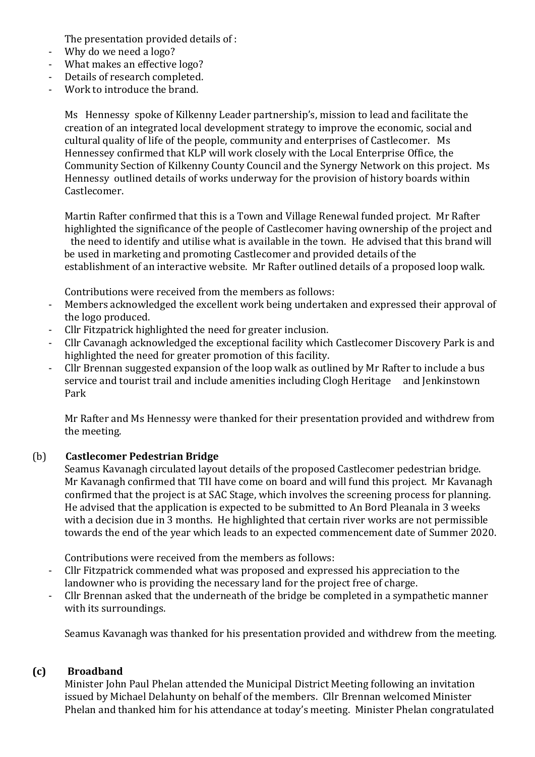The presentation provided details of :

- Why do we need a logo?
- What makes an effective logo?
- Details of research completed.
- Work to introduce the brand.

Ms Hennessy spoke of Kilkenny Leader partnership's, mission to lead and facilitate the creation of an integrated local development strategy to improve the economic, social and cultural quality of life of the people, community and enterprises of Castlecomer. Ms Hennessey confirmed that KLP will work closely with the Local Enterprise Office, the Community Section of Kilkenny County Council and the Synergy Network on this project. Ms Hennessy outlined details of works underway for the provision of history boards within Castlecomer.

Martin Rafter confirmed that this is a Town and Village Renewal funded project. Mr Rafter highlighted the significance of the people of Castlecomer having ownership of the project and the need to identify and utilise what is available in the town. He advised that this brand will be used in marketing and promoting Castlecomer and provided details of the establishment of an interactive website. Mr Rafter outlined details of a proposed loop walk.

Contributions were received from the members as follows:

- Members acknowledged the excellent work being undertaken and expressed their approval of the logo produced.
- Cllr Fitzpatrick highlighted the need for greater inclusion.
- Cllr Cavanagh acknowledged the exceptional facility which Castlecomer Discovery Park is and highlighted the need for greater promotion of this facility.
- Cllr Brennan suggested expansion of the loop walk as outlined by Mr Rafter to include a bus service and tourist trail and include amenities including Clogh Heritage and Jenkinstown Park

Mr Rafter and Ms Hennessy were thanked for their presentation provided and withdrew from the meeting.

(b) **Castlecomer Pedestrian Bridge**

Seamus Kavanagh circulated layout details of the proposed Castlecomer pedestrian bridge. Mr Kavanagh confirmed that TII have come on board and will fund this project. Mr Kavanagh confirmed that the project is at SAC Stage, which involves the screening process for planning. He advised that the application is expected to be submitted to An Bord Pleanala in 3 weeks with a decision due in 3 months. He highlighted that certain river works are not permissible towards the end of the year which leads to an expected commencement date of Summer 2020.

Contributions were received from the members as follows:

- Cllr Fitzpatrick commended what was proposed and expressed his appreciation to the landowner who is providing the necessary land for the project free of charge.
- Cllr Brennan asked that the underneath of the bridge be completed in a sympathetic manner with its surroundings.

Seamus Kavanagh was thanked for his presentation provided and withdrew from the meeting.

**(c) Broadband**

Minister John Paul Phelan attended the Municipal District Meeting following an invitation issued by Michael Delahunty on behalf of the members. Cllr Brennan welcomed Minister Phelan and thanked him for his attendance at today's meeting. Minister Phelan congratulated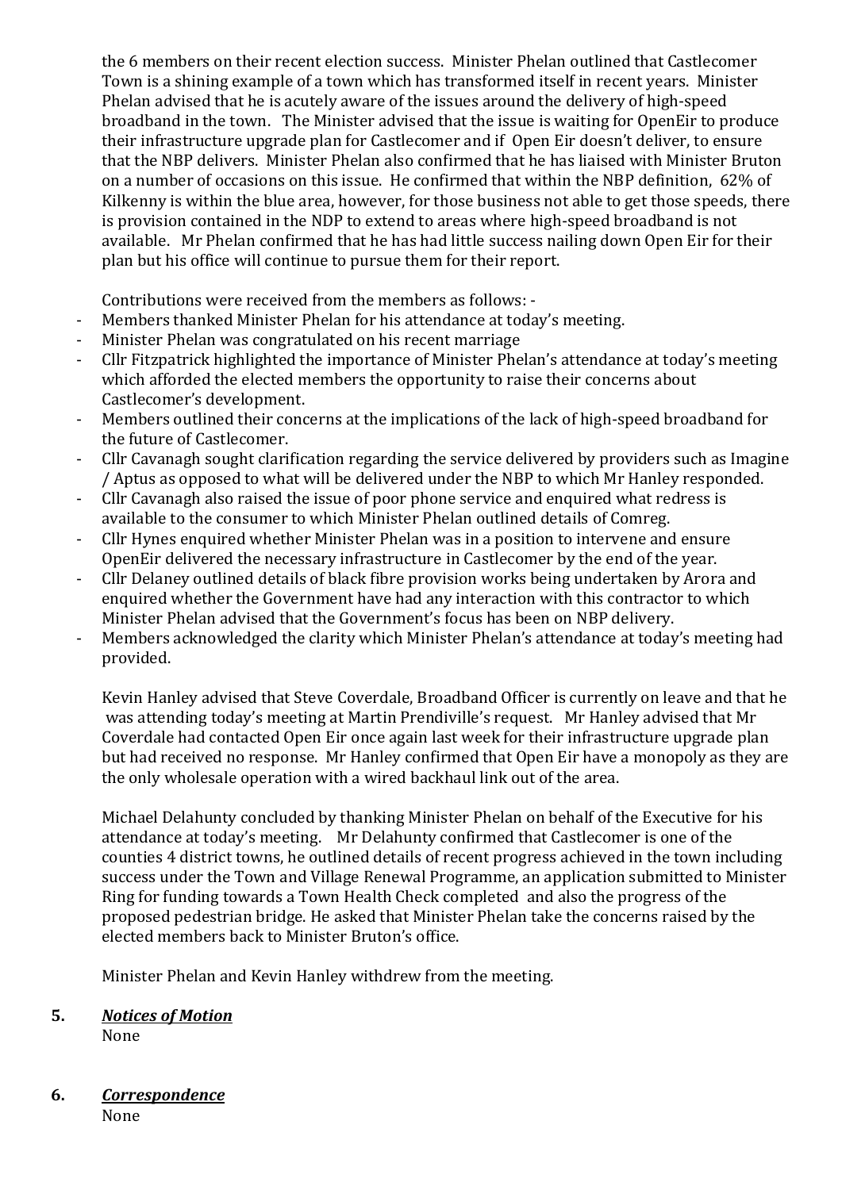the 6 members on their recent election success. Minister Phelan outlined that Castlecomer Town is a shining example of a town which has transformed itself in recent years. Minister Phelan advised that he is acutely aware of the issues around the delivery of high-speed broadband in the town. The Minister advised that the issue is waiting for OpenEir to produce their infrastructure upgrade plan for Castlecomer and if Open Eir doesn't deliver, to ensure that the NBP delivers. Minister Phelan also confirmed that he has liaised with Minister Bruton on a number of occasions on this issue. He confirmed that within the NBP definition, 62% of Kilkenny is within the blue area, however, for those business not able to get those speeds, there is provision contained in the NDP to extend to areas where high-speed broadband is not available. Mr Phelan confirmed that he has had little success nailing down Open Eir for their plan but his office will continue to pursue them for their report.

Contributions were received from the members as follows: -

- Members thanked Minister Phelan for his attendance at today's meeting.
- Minister Phelan was congratulated on his recent marriage
- Cllr Fitzpatrick highlighted the importance of Minister Phelan's attendance at today's meeting which afforded the elected members the opportunity to raise their concerns about Castlecomer's development.
- Members outlined their concerns at the implications of the lack of high-speed broadband for the future of Castlecomer.
- Cllr Cavanagh sought clarification regarding the service delivered by providers such as Imagine / Aptus as opposed to what will be delivered under the NBP to which Mr Hanley responded.
- Cllr Cavanagh also raised the issue of poor phone service and enquired what redress is available to the consumer to which Minister Phelan outlined details of Comreg.
- Cllr Hynes enquired whether Minister Phelan was in a position to intervene and ensure OpenEir delivered the necessary infrastructure in Castlecomer by the end of the year.
- Cllr Delaney outlined details of black fibre provision works being undertaken by Arora and enquired whether the Government have had any interaction with this contractor to which Minister Phelan advised that the Government's focus has been on NBP delivery.
- Members acknowledged the clarity which Minister Phelan's attendance at today's meeting had provided.

Kevin Hanley advised that Steve Coverdale, Broadband Officer is currently on leave and that he was attending today's meeting at Martin Prendiville's request. Mr Hanley advised that Mr Coverdale had contacted Open Eir once again last week for their infrastructure upgrade plan but had received no response. Mr Hanley confirmed that Open Eir have a monopoly as they are the only wholesale operation with a wired backhaul link out of the area.

Michael Delahunty concluded by thanking Minister Phelan on behalf of the Executive for his attendance at today's meeting. Mr Delahunty confirmed that Castlecomer is one of the counties 4 district towns, he outlined details of recent progress achieved in the town including success under the Town and Village Renewal Programme, an application submitted to Minister Ring for funding towards a Town Health Check completed and also the progress of the proposed pedestrian bridge. He asked that Minister Phelan take the concerns raised by the elected members back to Minister Bruton's office.

Minister Phelan and Kevin Hanley withdrew from the meeting.

**5.** ***Notices of Motion***

None

**6.** ***Correspondence***

None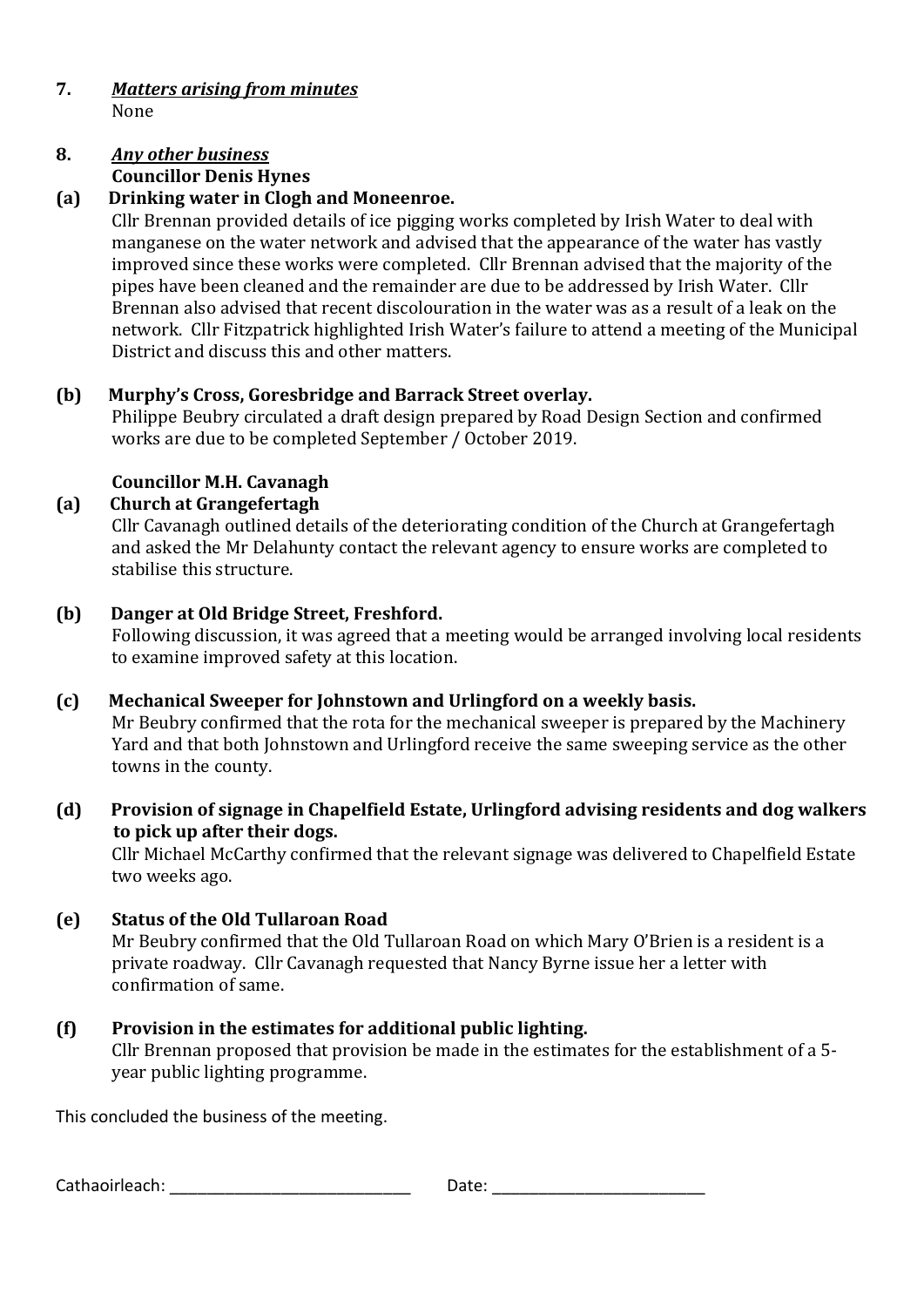**7.** ***Matters arising from minutes***
None

**8.** ***Any other business***
**Councillor Denis Hynes**

**(a) Drinking water in Clogh and Moneenroe.**
Cllr Brennan provided details of ice pigging works completed by Irish Water to deal with manganese on the water network and advised that the appearance of the water has vastly improved since these works were completed. Cllr Brennan advised that the majority of the pipes have been cleaned and the remainder are due to be addressed by Irish Water. Cllr Brennan also advised that recent discolouration in the water was as a result of a leak on the network. Cllr Fitzpatrick highlighted Irish Water's failure to attend a meeting of the Municipal District and discuss this and other matters.

**(b) Murphy's Cross, Goresbridge and Barrack Street overlay.**
Philippe Beubry circulated a draft design prepared by Road Design Section and confirmed works are due to be completed September / October 2019.

**Councillor M.H. Cavanagh**

**(a) Church at Grangefertagh**
Cllr Cavanagh outlined details of the deteriorating condition of the Church at Grangefertagh and asked the Mr Delahunty contact the relevant agency to ensure works are completed to stabilise this structure.

**(b) Danger at Old Bridge Street, Freshford.**
Following discussion, it was agreed that a meeting would be arranged involving local residents to examine improved safety at this location.

**(c) Mechanical Sweeper for Johnstown and Urlingford on a weekly basis.**
Mr Beubry confirmed that the rota for the mechanical sweeper is prepared by the Machinery Yard and that both Johnstown and Urlingford receive the same sweeping service as the other towns in the county.

**(d) Provision of signage in Chapelfield Estate, Urlingford advising residents and dog walkers to pick up after their dogs.**
Cllr Michael McCarthy confirmed that the relevant signage was delivered to Chapelfield Estate two weeks ago.

**(e) Status of the Old Tullaroan Road**
Mr Beubry confirmed that the Old Tullaroan Road on which Mary O'Brien is a resident is a private roadway. Cllr Cavanagh requested that Nancy Byrne issue her a letter with confirmation of same.

**(f) Provision in the estimates for additional public lighting.**
Cllr Brennan proposed that provision be made in the estimates for the establishment of a 5-year public lighting programme.

This concluded the business of the meeting.

Cathaoirleach: ____________________________ Date: _________________________